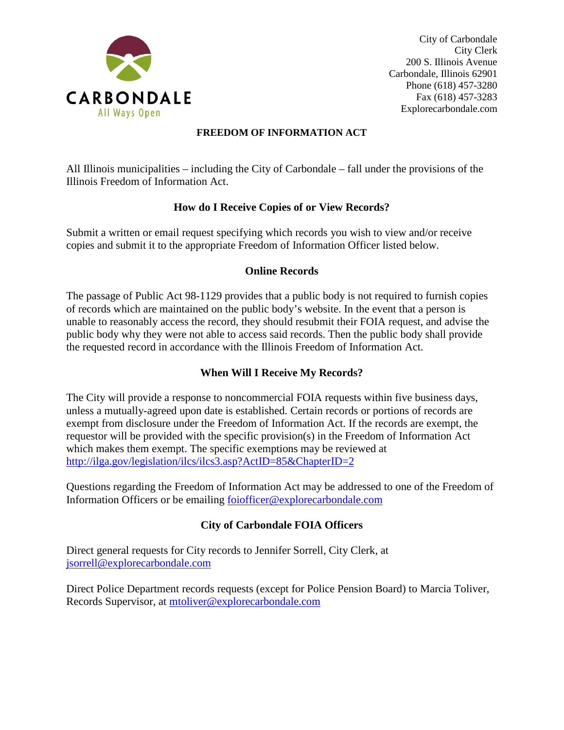CARBONDALE
All Ways Open

City of Carbondale
City Clerk
200 S. Illinois Avenue
Carbondale, Illinois 62901
Phone (618) 457-3280
Fax (618) 457-3283
Explorecarbondale.com

# FREEDOM OF INFORMATION ACT

All Illinois municipalities – including the City of Carbondale – fall under the provisions of the Illinois Freedom of Information Act.

## How do I Receive Copies of or View Records?

Submit a written or email request specifying which records you wish to view and/or receive copies and submit it to the appropriate Freedom of Information Officer listed below.

## Online Records

The passage of Public Act 98-1129 provides that a public body is not required to furnish copies of records which are maintained on the public body's website. In the event that a person is unable to reasonably access the record, they should resubmit their FOIA request, and advise the public body why they were not able to access said records. Then the public body shall provide the requested record in accordance with the Illinois Freedom of Information Act.

## When Will I Receive My Records?

The City will provide a response to noncommercial FOIA requests within five business days, unless a mutually-agreed upon date is established. Certain records or portions of records are exempt from disclosure under the Freedom of Information Act. If the records are exempt, the requestor will be provided with the specific provision(s) in the Freedom of Information Act which makes them exempt. The specific exemptions may be reviewed at [http://ilga.gov/legislation/ilcs/ilcs3.asp?ActID=85&ChapterID=2](http://ilga.gov/legislation/ilcs/ilcs3.asp?ActID=85&ChapterID=2)

Questions regarding the Freedom of Information Act may be addressed to one of the Freedom of Information Officers or be emailing [foiofficer@explorecarbondale.com](mailto:foiofficer@explorecarbondale.com)

## City of Carbondale FOIA Officers

Direct general requests for City records to Jennifer Sorrell, City Clerk, at [jsorrell@explorecarbondale.com](mailto:jsorrell@explorecarbondale.com)

Direct Police Department records requests (except for Police Pension Board) to Marcia Toliver, Records Supervisor, at [mtoliver@explorecarbondale.com](mailto:mtoliver@explorecarbondale.com)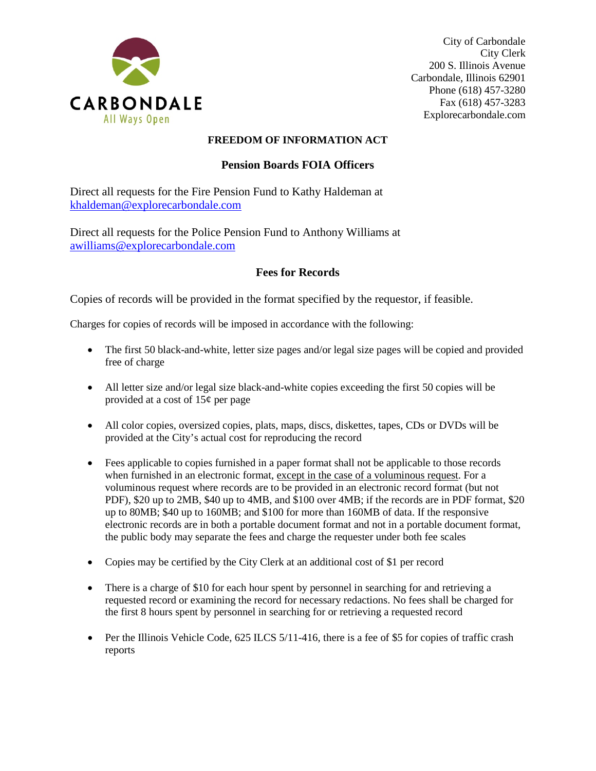CARBONDALE
All Ways Open

City of Carbondale
City Clerk
200 S. Illinois Avenue
Carbondale, Illinois 62901
Phone (618) 457-3280
Fax (618) 457-3283
Explorecarbondale.com

## FREEDOM OF INFORMATION ACT

### Pension Boards FOIA Officers

Direct all requests for the Fire Pension Fund to Kathy Haldeman at khaldeman@explorecarbondale.com

Direct all requests for the Police Pension Fund to Anthony Williams at awilliams@explorecarbondale.com

### Fees for Records

Copies of records will be provided in the format specified by the requestor, if feasible.

Charges for copies of records will be imposed in accordance with the following:

- The first 50 black-and-white, letter size pages and/or legal size pages will be copied and provided free of charge
- All letter size and/or legal size black-and-white copies exceeding the first 50 copies will be provided at a cost of 15¢ per page
- All color copies, oversized copies, plats, maps, discs, diskettes, tapes, CDs or DVDs will be provided at the City's actual cost for reproducing the record
- Fees applicable to copies furnished in a paper format shall not be applicable to those records when furnished in an electronic format, except in the case of a voluminous request. For a voluminous request where records are to be provided in an electronic record format (but not PDF), $20 up to 2MB, $40 up to 4MB, and $100 over 4MB; if the records are in PDF format, $20 up to 80MB; $40 up to 160MB; and $100 for more than 160MB of data. If the responsive electronic records are in both a portable document format and not in a portable document format, the public body may separate the fees and charge the requester under both fee scales
- Copies may be certified by the City Clerk at an additional cost of $1 per record
- There is a charge of $10 for each hour spent by personnel in searching for and retrieving a requested record or examining the record for necessary redactions. No fees shall be charged for the first 8 hours spent by personnel in searching for or retrieving a requested record
- Per the Illinois Vehicle Code, 625 ILCS 5/11-416, there is a fee of $5 for copies of traffic crash reports